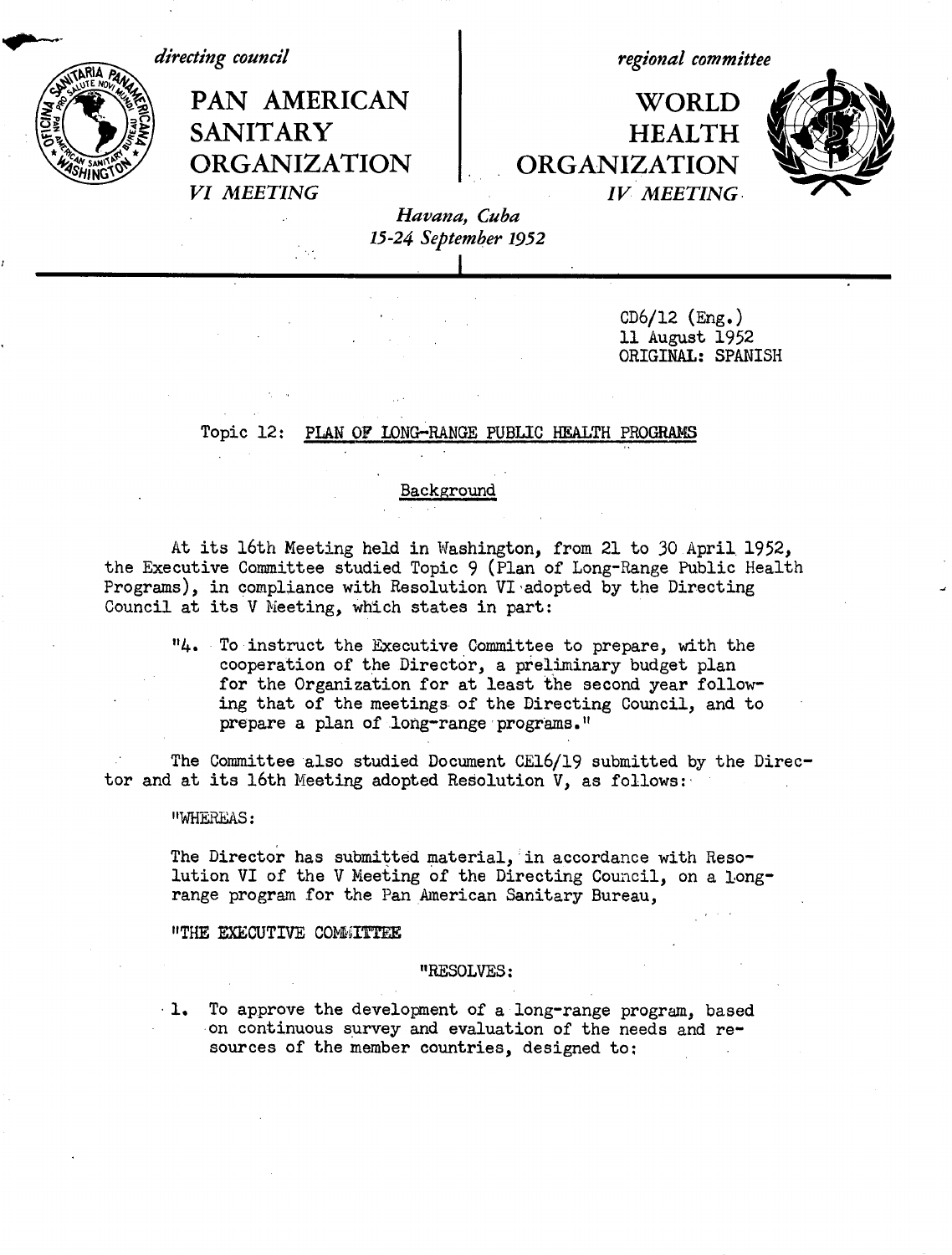*directing council*

**PAN AMERICAN SANITARY ORGANIZATION**

*VI MEETING*

*regional committee*

**WORLD HEALTH ORGANIZATION**

*IV MEETING*

*Havana, Cuba*
*15-24 September 1952*

CD6/12 (Eng.)
11 August 1952
ORIGINAL: SPANISH

Topic 12: PLAN OF LONG-RANGE PUBLIC HEALTH PROGRAMS

Background

At its 16th Meeting held in Washington, from 21 to 30 April 1952, the Executive Committee studied Topic 9 (Plan of Long-Range Public Health Programs), in compliance with Resolution VI adopted by the Directing Council at its V Meeting, which states in part:

> "4. To instruct the Executive Committee to prepare, with the cooperation of the Director, a preliminary budget plan for the Organization for at least the second year following that of the meetings of the Directing Council, and to prepare a plan of long-range programs."

The Committee also studied Document CE16/19 submitted by the Director and at its 16th Meeting adopted Resolution V, as follows:

"WHEREAS:

The Director has submitted material, in accordance with Resolution VI of the V Meeting of the Directing Council, on a long-range program for the Pan American Sanitary Bureau,

"THE EXECUTIVE COMMITTEE

"RESOLVES:

1. To approve the development of a long-range program, based on continuous survey and evaluation of the needs and resources of the member countries, designed to: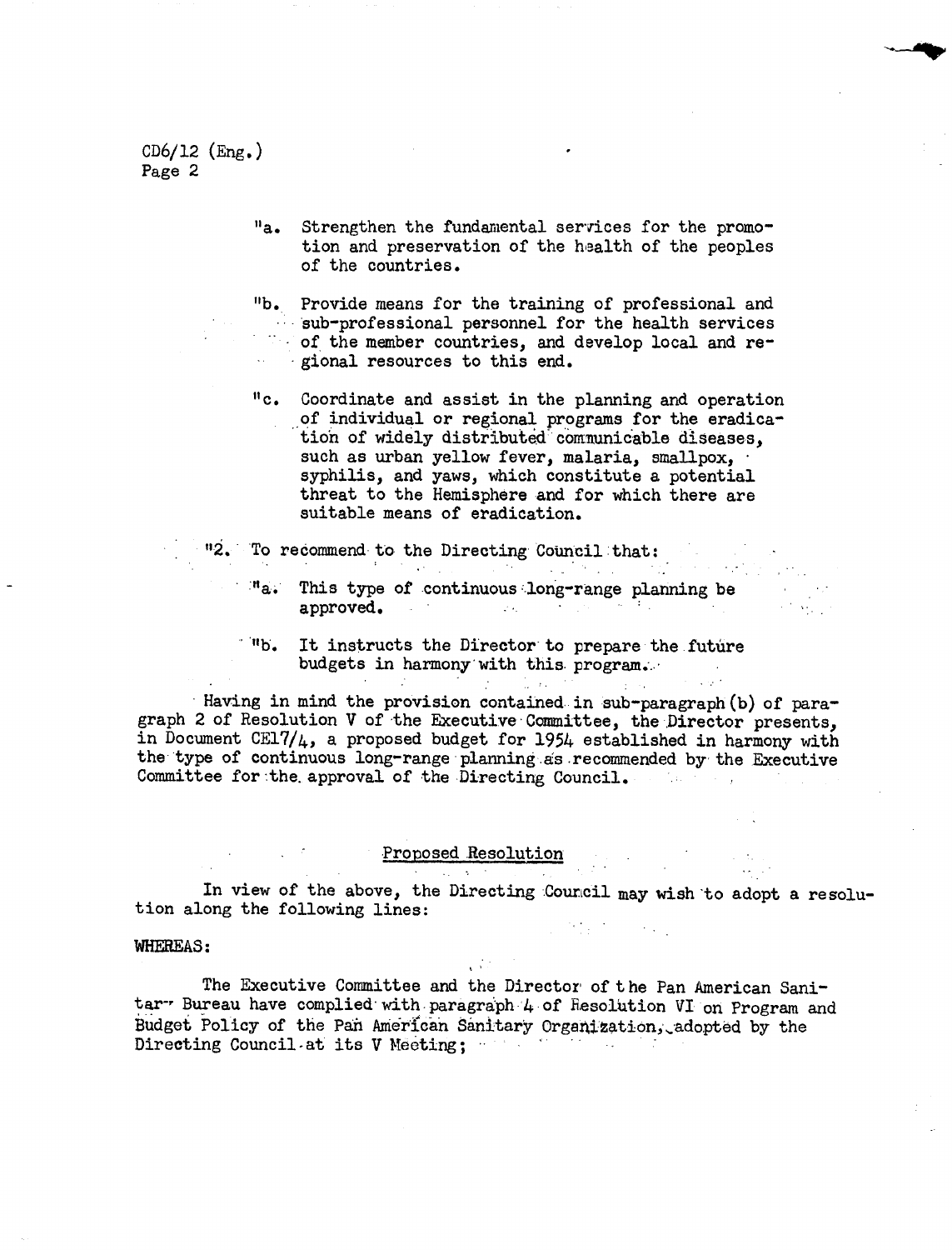"a. Strengthen the fundamental services for the promotion and preservation of the health of the peoples of the countries.

"b. Provide means for the training of professional and sub-professional personnel for the health services of the member countries, and develop local and regional resources to this end.

"c. Coordinate and assist in the planning and operation of individual or regional programs for the eradication of widely distributed communicable diseases, such as urban yellow fever, malaria, smallpox, syphilis, and yaws, which constitute a potential threat to the Hemisphere and for which there are suitable means of eradication.

"2. To recommend to the Directing Council that:

"a. This type of continuous long-range planning be approved.

"b. It instructs the Director to prepare the future budgets in harmony with this program."

Having in mind the provision contained in sub-paragraph (b) of paragraph 2 of Resolution V of the Executive Committee, the Director presents, in Document CE17/4, a proposed budget for 1954 established in harmony with the type of continuous long-range planning as recommended by the Executive Committee for the approval of the Directing Council.

## Proposed Resolution

In view of the above, the Directing Council may wish to adopt a resolution along the following lines:

WHEREAS:

The Executive Committee and the Director of the Pan American Sanitary Bureau have complied with paragraph 4 of Resolution VI on Program and Budget Policy of the Pan American Sanitary Organization, adopted by the Directing Council at its V Meeting;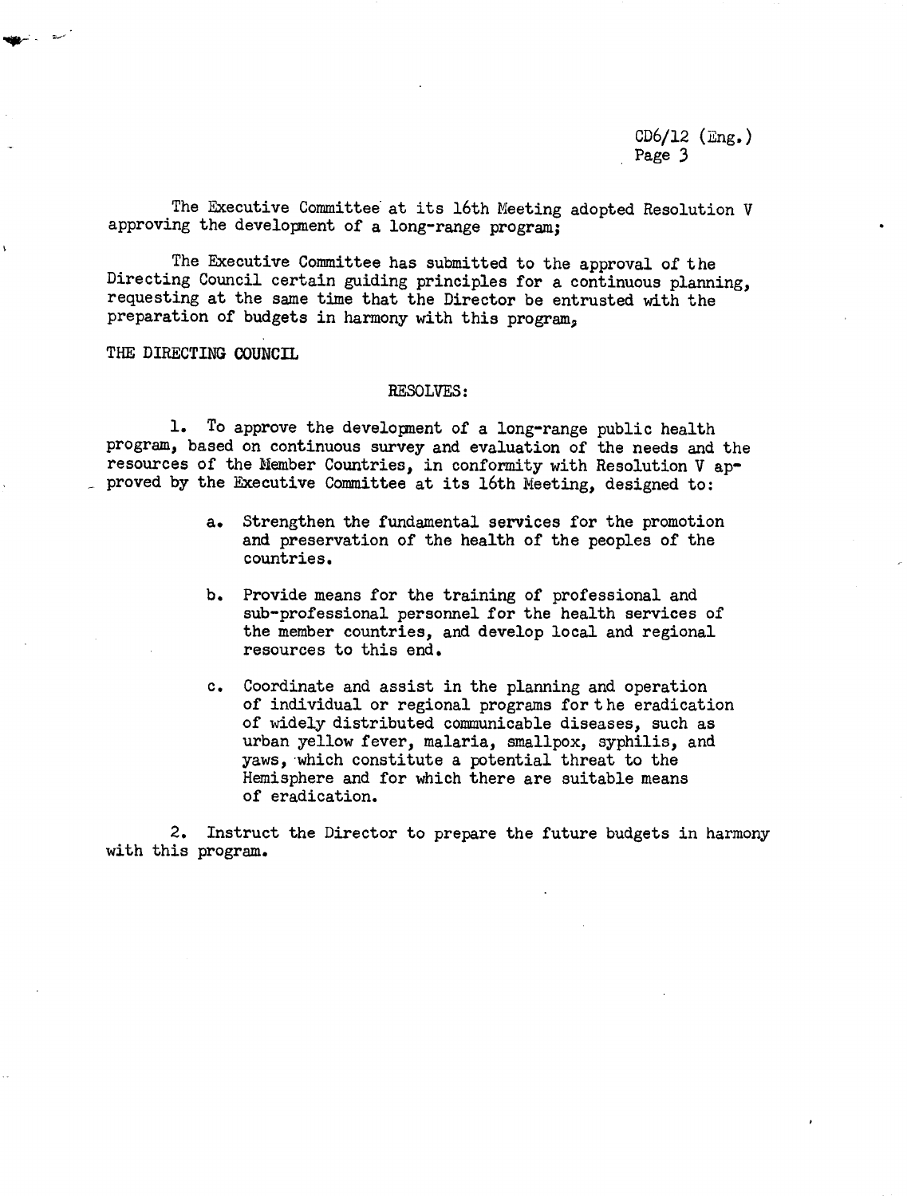The Executive Committee at its 16th Meeting adopted Resolution V approving the development of a long-range program;

The Executive Committee has submitted to the approval of the Directing Council certain guiding principles for a continuous planning, requesting at the same time that the Director be entrusted with the preparation of budgets in harmony with this program,

THE DIRECTING COUNCIL

RESOLVES:

1. To approve the development of a long-range public health program, based on continuous survey and evaluation of the needs and the resources of the Member Countries, in conformity with Resolution V approved by the Executive Committee at its 16th Meeting, designed to:

   a. Strengthen the fundamental services for the promotion and preservation of the health of the peoples of the countries.

   b. Provide means for the training of professional and sub-professional personnel for the health services of the member countries, and develop local and regional resources to this end.

   c. Coordinate and assist in the planning and operation of individual or regional programs for the eradication of widely distributed communicable diseases, such as urban yellow fever, malaria, smallpox, syphilis, and yaws, which constitute a potential threat to the Hemisphere and for which there are suitable means of eradication.

2. Instruct the Director to prepare the future budgets in harmony with this program.